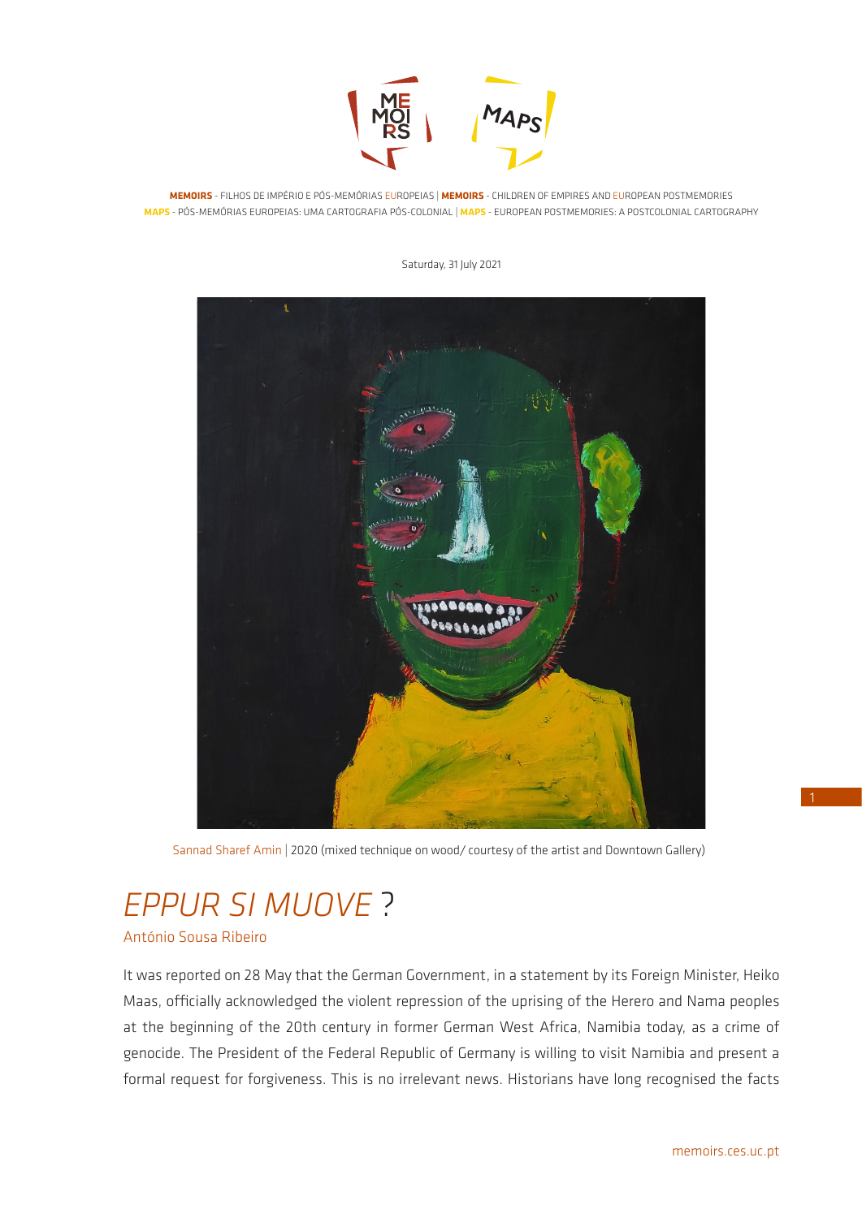**MEMOIRS** - FILHOS DE IMPÉRIO E PÓS-MEMÓRIAS EUROPEIAS | **MEMOIRS** - CHILDREN OF EMPIRES AND EUROPEAN POSTMEMORIES
**MAPS** - PÓS-MEMÓRIAS EUROPEIAS: UMA CARTOGRAFIA PÓS-COLONIAL | **MAPS** - EUROPEAN POSTMEMORIES: A POSTCOLONIAL CARTOGRAPHY

Saturday, 31 July 2021

Sannad Sharef Amin | 2020 (mixed technique on wood/ courtesy of the artist and Downtown Gallery)

# *EPPUR SI MUOVE* ?

António Sousa Ribeiro

It was reported on 28 May that the German Government, in a statement by its Foreign Minister, Heiko Maas, officially acknowledged the violent repression of the uprising of the Herero and Nama peoples at the beginning of the 20th century in former German West Africa, Namibia today, as a crime of genocide. The President of the Federal Republic of Germany is willing to visit Namibia and present a formal request for forgiveness. This is no irrelevant news. Historians have long recognised the facts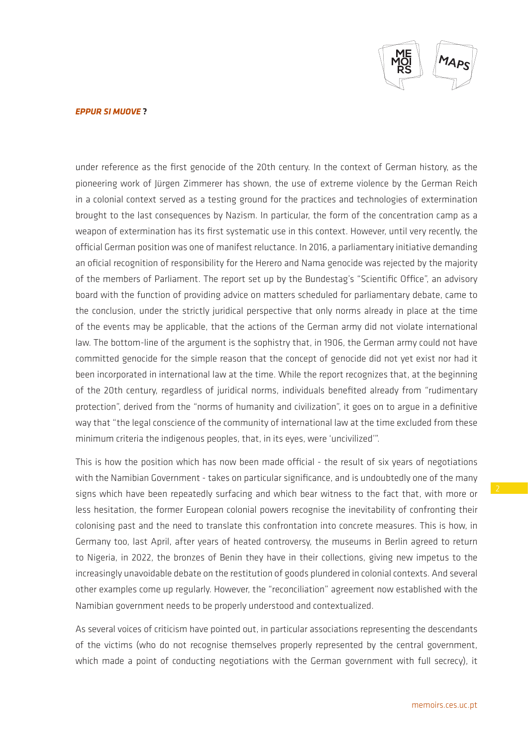under reference as the first genocide of the 20th century. In the context of German history, as the pioneering work of Jürgen Zimmerer has shown, the use of extreme violence by the German Reich in a colonial context served as a testing ground for the practices and technologies of extermination brought to the last consequences by Nazism. In particular, the form of the concentration camp as a weapon of extermination has its first systematic use in this context. However, until very recently, the official German position was one of manifest reluctance. In 2016, a parliamentary initiative demanding an oficial recognition of responsibility for the Herero and Nama genocide was rejected by the majority of the members of Parliament. The report set up by the Bundestag's "Scientific Office", an advisory board with the function of providing advice on matters scheduled for parliamentary debate, came to the conclusion, under the strictly juridical perspective that only norms already in place at the time of the events may be applicable, that the actions of the German army did not violate international law. The bottom-line of the argument is the sophistry that, in 1906, the German army could not have committed genocide for the simple reason that the concept of genocide did not yet exist nor had it been incorporated in international law at the time. While the report recognizes that, at the beginning of the 20th century, regardless of juridical norms, individuals benefited already from "rudimentary protection", derived from the "norms of humanity and civilization", it goes on to argue in a definitive way that "the legal conscience of the community of international law at the time excluded from these minimum criteria the indigenous peoples, that, in its eyes, were 'uncivilized'".

This is how the position which has now been made official - the result of six years of negotiations with the Namibian Government - takes on particular significance, and is undoubtedly one of the many signs which have been repeatedly surfacing and which bear witness to the fact that, with more or less hesitation, the former European colonial powers recognise the inevitability of confronting their colonising past and the need to translate this confrontation into concrete measures. This is how, in Germany too, last April, after years of heated controversy, the museums in Berlin agreed to return to Nigeria, in 2022, the bronzes of Benin they have in their collections, giving new impetus to the increasingly unavoidable debate on the restitution of goods plundered in colonial contexts. And several other examples come up regularly. However, the "reconciliation" agreement now established with the Namibian government needs to be properly understood and contextualized.

As several voices of criticism have pointed out, in particular associations representing the descendants of the victims (who do not recognise themselves properly represented by the central government, which made a point of conducting negotiations with the German government with full secrecy), it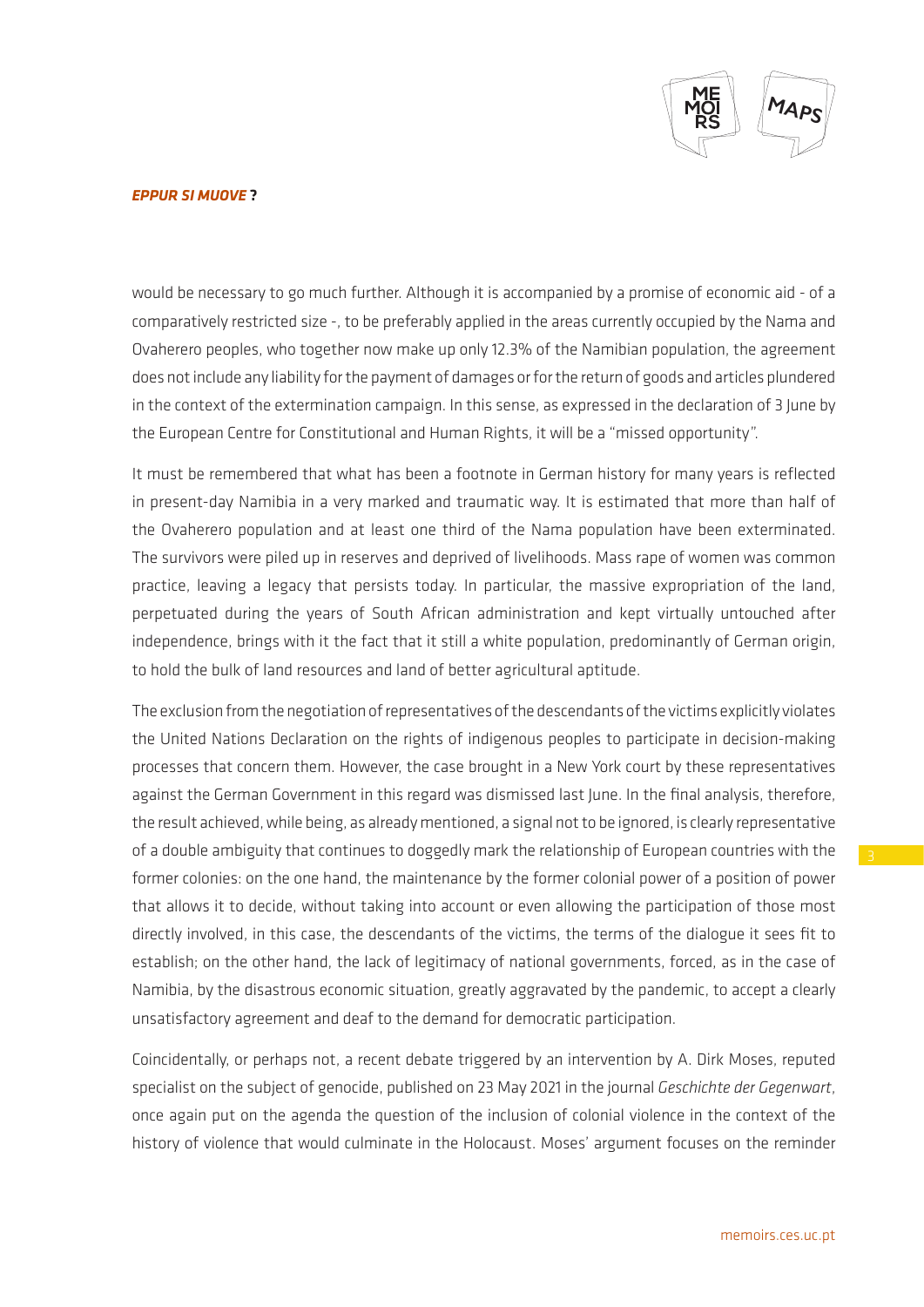would be necessary to go much further. Although it is accompanied by a promise of economic aid - of a comparatively restricted size -, to be preferably applied in the areas currently occupied by the Nama and Ovaherero peoples, who together now make up only 12.3% of the Namibian population, the agreement does not include any liability for the payment of damages or for the return of goods and articles plundered in the context of the extermination campaign. In this sense, as expressed in the declaration of 3 June by the European Centre for Constitutional and Human Rights, it will be a "missed opportunity".

It must be remembered that what has been a footnote in German history for many years is reflected in present-day Namibia in a very marked and traumatic way. It is estimated that more than half of the Ovaherero population and at least one third of the Nama population have been exterminated. The survivors were piled up in reserves and deprived of livelihoods. Mass rape of women was common practice, leaving a legacy that persists today. In particular, the massive expropriation of the land, perpetuated during the years of South African administration and kept virtually untouched after independence, brings with it the fact that it still a white population, predominantly of German origin, to hold the bulk of land resources and land of better agricultural aptitude.

The exclusion from the negotiation of representatives of the descendants of the victims explicitly violates the United Nations Declaration on the rights of indigenous peoples to participate in decision-making processes that concern them. However, the case brought in a New York court by these representatives against the German Government in this regard was dismissed last June. In the final analysis, therefore, the result achieved, while being, as already mentioned, a signal not to be ignored, is clearly representative of a double ambiguity that continues to doggedly mark the relationship of European countries with the former colonies: on the one hand, the maintenance by the former colonial power of a position of power that allows it to decide, without taking into account or even allowing the participation of those most directly involved, in this case, the descendants of the victims, the terms of the dialogue it sees fit to establish; on the other hand, the lack of legitimacy of national governments, forced, as in the case of Namibia, by the disastrous economic situation, greatly aggravated by the pandemic, to accept a clearly unsatisfactory agreement and deaf to the demand for democratic participation.

Coincidentally, or perhaps not, a recent debate triggered by an intervention by A. Dirk Moses, reputed specialist on the subject of genocide, published on 23 May 2021 in the journal *Geschichte der Gegenwart*, once again put on the agenda the question of the inclusion of colonial violence in the context of the history of violence that would culminate in the Holocaust. Moses' argument focuses on the reminder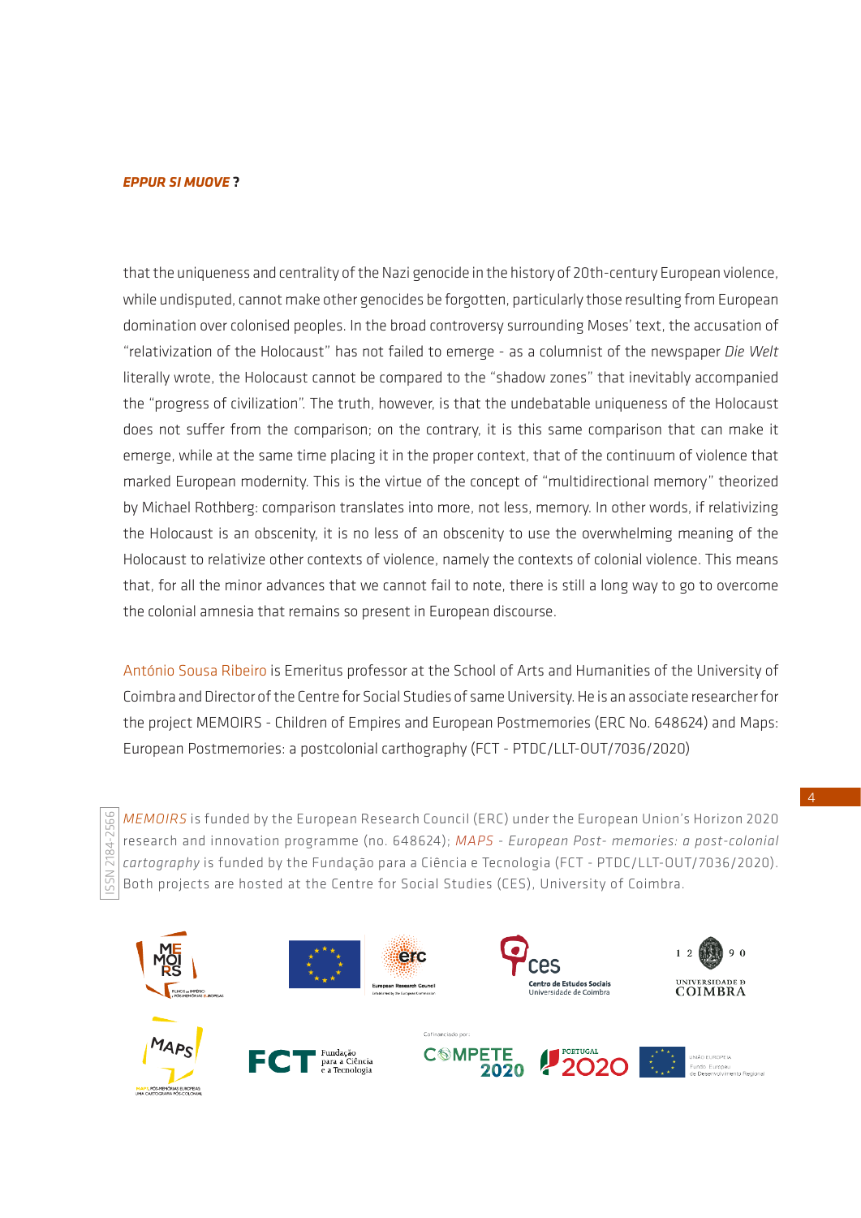that the uniqueness and centrality of the Nazi genocide in the history of 20th-century European violence, while undisputed, cannot make other genocides be forgotten, particularly those resulting from European domination over colonised peoples. In the broad controversy surrounding Moses' text, the accusation of "relativization of the Holocaust" has not failed to emerge - as a columnist of the newspaper *Die Welt* literally wrote, the Holocaust cannot be compared to the "shadow zones" that inevitably accompanied the "progress of civilization". The truth, however, is that the undebatable uniqueness of the Holocaust does not suffer from the comparison; on the contrary, it is this same comparison that can make it emerge, while at the same time placing it in the proper context, that of the continuum of violence that marked European modernity. This is the virtue of the concept of "multidirectional memory" theorized by Michael Rothberg: comparison translates into more, not less, memory. In other words, if relativizing the Holocaust is an obscenity, it is no less of an obscenity to use the overwhelming meaning of the Holocaust to relativize other contexts of violence, namely the contexts of colonial violence. This means that, for all the minor advances that we cannot fail to note, there is still a long way to go to overcome the colonial amnesia that remains so present in European discourse.

António Sousa Ribeiro is Emeritus professor at the School of Arts and Humanities of the University of Coimbra and Director of the Centre for Social Studies of same University. He is an associate researcher for the project MEMOIRS - Children of Empires and European Postmemories (ERC No. 648624) and Maps: European Postmemories: a postcolonial carthography (FCT - PTDC/LLT-OUT/7036/2020)

ISSN 2184-2566

*MEMOIRS* is funded by the European Research Council (ERC) under the European Union's Horizon 2020 research and innovation programme (no. 648624); *MAPS - European Post- memories: a post-colonial cartography* is funded by the Fundação para a Ciência e Tecnologia (FCT - PTDC/LLT-OUT/7036/2020). Both projects are hosted at the Centre for Social Studies (CES), University of Coimbra.